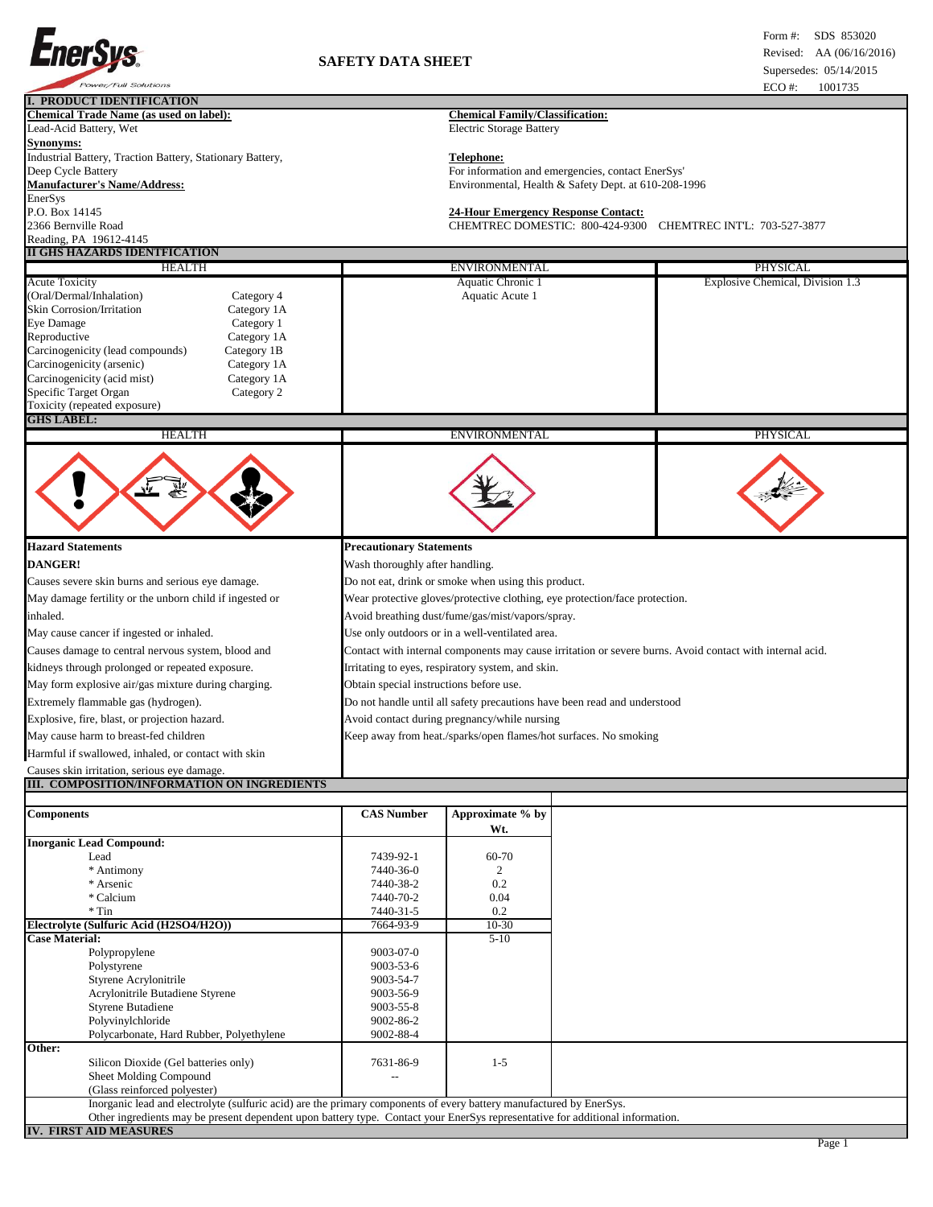**EnerSys** Power/Full Solutions

# SAFETY DATA SHEET

Form #: SDS 853020
Revised: AA (06/16/2016)
Supersedes: 05/14/2015
ECO #: 1001735

## I. PRODUCT IDENTIFICATION

**Chemical Trade Name (as used on label):**
Lead-Acid Battery, Wet

**Synonyms:**
Industrial Battery, Traction Battery, Stationary Battery, Deep Cycle Battery

**Manufacturer's Name/Address:**
EnerSys
P.O. Box 14145
2366 Bernville Road
Reading, PA 19612-4145

**Chemical Family/Classification:**
Electric Storage Battery

**Telephone:**
For information and emergencies, contact EnerSys' Environmental, Health & Safety Dept. at 610-208-1996

**24-Hour Emergency Response Contact:**
CHEMTREC DOMESTIC: 800-424-9300 CHEMTREC INT'L: 703-527-3877

## II GHS HAZARDS IDENTFICATION

| HEALTH | | ENVIRONMENTAL | PHYSICAL |
|---|---|---|---|
| Acute Toxicity (Oral/Dermal/Inhalation) | Category 4 | Aquatic Chronic 1 | Explosive Chemical, Division 1.3 |
| Skin Corrosion/Irritation | Category 1A | Aquatic Acute 1 | |
| Eye Damage | Category 1 | | |
| Reproductive | Category 1A | | |
| Carcinogenicity (lead compounds) | Category 1B | | |
| Carcinogenicity (arsenic) | Category 1A | | |
| Carcinogenicity (acid mist) | Category 1A | | |
| Specific Target Organ Toxicity (repeated exposure) | Category 2 | | |

**GHS LABEL:**

| HEALTH | ENVIRONMENTAL | PHYSICAL |
|---|---|---|
| (Exclamation mark, Corrosion, Health hazard pictograms) | (Environment pictogram) | (Exploding bomb pictogram) |

**Hazard Statements**

**DANGER!**

Causes severe skin burns and serious eye damage.
May damage fertility or the unborn child if ingested or inhaled.
May cause cancer if ingested or inhaled.
Causes damage to central nervous system, blood and kidneys through prolonged or repeated exposure.
May form explosive air/gas mixture during charging.
Extremely flammable gas (hydrogen).
Explosive, fire, blast, or projection hazard.
May cause harm to breast-fed children
Harmful if swallowed, inhaled, or contact with skin
Causes skin irritation, serious eye damage.

**Precautionary Statements**

Wash thoroughly after handling.
Do not eat, drink or smoke when using this product.
Wear protective gloves/protective clothing, eye protection/face protection.
Avoid breathing dust/fume/gas/mist/vapors/spray.
Use only outdoors or in a well-ventilated area.
Contact with internal components may cause irritation or severe burns. Avoid contact with internal acid.
Irritating to eyes, respiratory system, and skin.
Obtain special instructions before use.
Do not handle until all safety precautions have been read and understood
Avoid contact during pregnancy/while nursing
Keep away from heat./sparks/open flames/hot surfaces. No smoking

## III. COMPOSITION/INFORMATION ON INGREDIENTS

| Components | CAS Number | Approximate % by Wt. |
|---|---|---|
| **Inorganic Lead Compound:** | | |
| Lead | 7439-92-1 | 60-70 |
| * Antimony | 7440-36-0 | 2 |
| * Arsenic | 7440-38-2 | 0.2 |
| * Calcium | 7440-70-2 | 0.04 |
| * Tin | 7440-31-5 | 0.2 |
| **Electrolyte (Sulfuric Acid ($H_2SO_4/H_2O$))** | 7664-93-9 | 10-30 |
| **Case Material:** | | 5-10 |
| Polypropylene | 9003-07-0 | |
| Polystyrene | 9003-53-6 | |
| Styrene Acrylonitrile | 9003-54-7 | |
| Acrylonitrile Butadiene Styrene | 9003-56-9 | |
| Styrene Butadiene | 9003-55-8 | |
| Polyvinylchloride | 9002-86-2 | |
| Polycarbonate, Hard Rubber, Polyethylene | 9002-88-4 | |
| **Other:** | | |
| Silicon Dioxide (Gel batteries only) | 7631-86-9 | 1-5 |
| Sheet Molding Compound (Glass reinforced polyester) | -- | |

Inorganic lead and electrolyte (sulfuric acid) are the primary components of every battery manufactured by EnerSys.
Other ingredients may be present dependent upon battery type. Contact your EnerSys representative for additional information.

## IV. FIRST AID MEASURES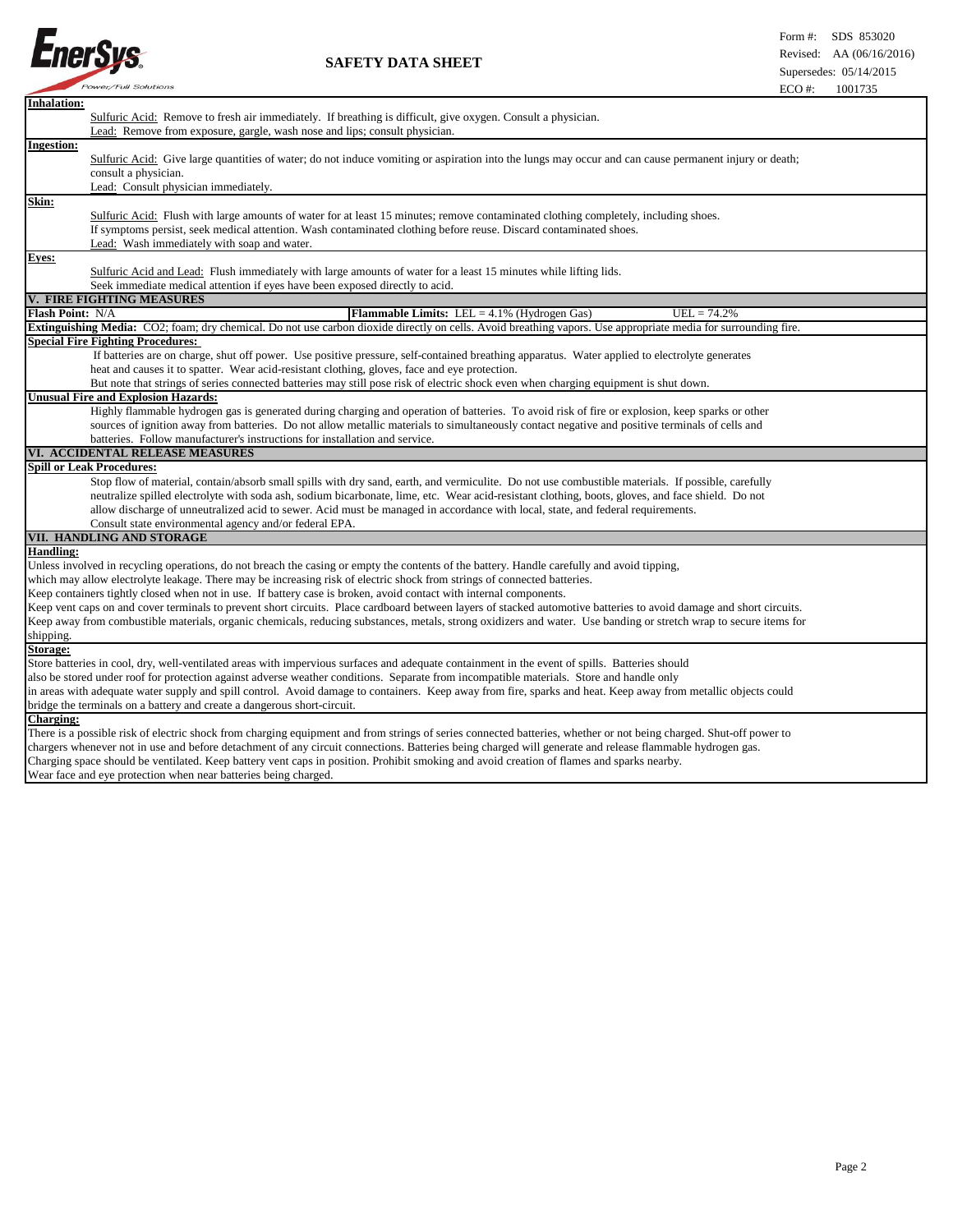**Inhalation:**

Sulfuric Acid: Remove to fresh air immediately. If breathing is difficult, give oxygen. Consult a physician.
Lead: Remove from exposure, gargle, wash nose and lips; consult physician.

**Ingestion:**

Sulfuric Acid: Give large quantities of water; do not induce vomiting or aspiration into the lungs may occur and can cause permanent injury or death; consult a physician.
Lead: Consult physician immediately.

**Skin:**

Sulfuric Acid: Flush with large amounts of water for at least 15 minutes; remove contaminated clothing completely, including shoes. If symptoms persist, seek medical attention. Wash contaminated clothing before reuse. Discard contaminated shoes.
Lead: Wash immediately with soap and water.

**Eyes:**

Sulfuric Acid and Lead: Flush immediately with large amounts of water for a least 15 minutes while lifting lids. Seek immediate medical attention if eyes have been exposed directly to acid.

## V. FIRE FIGHTING MEASURES

**Flash Point:** N/A | **Flammable Limits:** LEL = 4.1% (Hydrogen Gas) UEL = 74.2%

**Extinguishing Media:** CO2; foam; dry chemical. Do not use carbon dioxide directly on cells. Avoid breathing vapors. Use appropriate media for surrounding fire.

**Special Fire Fighting Procedures:**

If batteries are on charge, shut off power. Use positive pressure, self-contained breathing apparatus. Water applied to electrolyte generates heat and causes it to spatter. Wear acid-resistant clothing, gloves, face and eye protection. But note that strings of series connected batteries may still pose risk of electric shock even when charging equipment is shut down.

**Unusual Fire and Explosion Hazards:**

Highly flammable hydrogen gas is generated during charging and operation of batteries. To avoid risk of fire or explosion, keep sparks or other sources of ignition away from batteries. Do not allow metallic materials to simultaneously contact negative and positive terminals of cells and batteries. Follow manufacturer's instructions for installation and service.

## VI. ACCIDENTAL RELEASE MEASURES

**Spill or Leak Procedures:**

Stop flow of material, contain/absorb small spills with dry sand, earth, and vermiculite. Do not use combustible materials. If possible, carefully neutralize spilled electrolyte with soda ash, sodium bicarbonate, lime, etc. Wear acid-resistant clothing, boots, gloves, and face shield. Do not allow discharge of unneutralized acid to sewer. Acid must be managed in accordance with local, state, and federal requirements. Consult state environmental agency and/or federal EPA.

## VII. HANDLING AND STORAGE

**Handling:**

Unless involved in recycling operations, do not breach the casing or empty the contents of the battery. Handle carefully and avoid tipping, which may allow electrolyte leakage. There may be increasing risk of electric shock from strings of connected batteries.
Keep containers tightly closed when not in use. If battery case is broken, avoid contact with internal components.
Keep vent caps on and cover terminals to prevent short circuits. Place cardboard between layers of stacked automotive batteries to avoid damage and short circuits.
Keep away from combustible materials, organic chemicals, reducing substances, metals, strong oxidizers and water. Use banding or stretch wrap to secure items for shipping.

**Storage:**

Store batteries in cool, dry, well-ventilated areas with impervious surfaces and adequate containment in the event of spills. Batteries should also be stored under roof for protection against adverse weather conditions. Separate from incompatible materials. Store and handle only in areas with adequate water supply and spill control. Avoid damage to containers. Keep away from fire, sparks and heat. Keep away from metallic objects could bridge the terminals on a battery and create a dangerous short-circuit.

**Charging:**

There is a possible risk of electric shock from charging equipment and from strings of series connected batteries, whether or not being charged. Shut-off power to chargers whenever not in use and before detachment of any circuit connections. Batteries being charged will generate and release flammable hydrogen gas. Charging space should be ventilated. Keep battery vent caps in position. Prohibit smoking and avoid creation of flames and sparks nearby. Wear face and eye protection when near batteries being charged.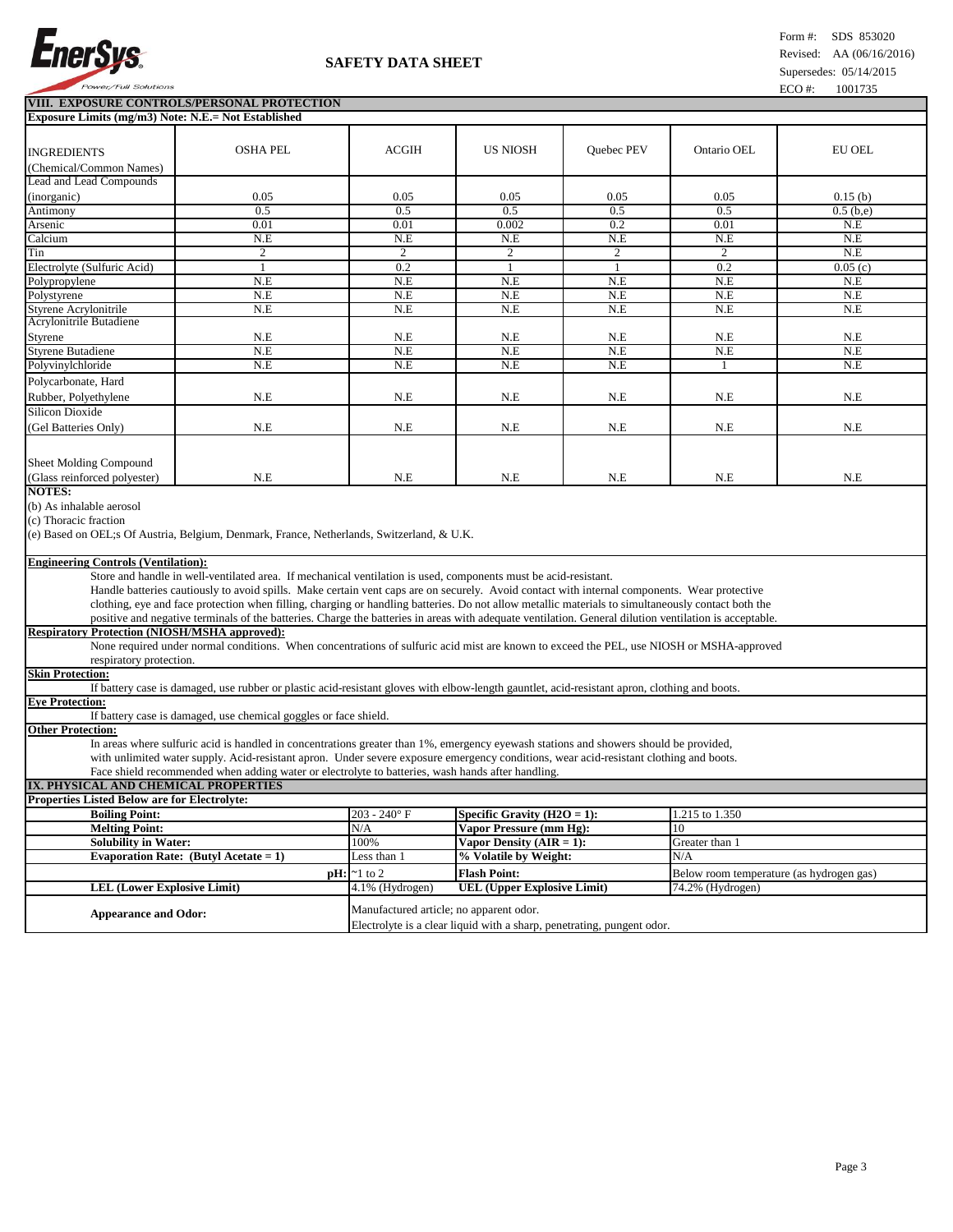## VIII. EXPOSURE CONTROLS/PERSONAL PROTECTION

**Exposure Limits (mg/m3) Note: N.E.= Not Established**

| INGREDIENTS (Chemical/Common Names) | OSHA PEL | ACGIH | US NIOSH | Quebec PEV | Ontario OEL | EU OEL |
|---|---|---|---|---|---|---|
| Lead and Lead Compounds (inorganic) | 0.05 | 0.05 | 0.05 | 0.05 | 0.05 | 0.15 (b) |
| Antimony | 0.5 | 0.5 | 0.5 | 0.5 | 0.5 | 0.5 (b,e) |
| Arsenic | 0.01 | 0.01 | 0.002 | 0.2 | 0.01 | N.E |
| Calcium | N.E | N.E | N.E | N.E | N.E | N.E |
| Tin | 2 | 2 | 2 | 2 | 2 | N.E |
| Electrolyte (Sulfuric Acid) | 1 | 0.2 | 1 | 1 | 0.2 | 0.05 (c) |
| Polypropylene | N.E | N.E | N.E | N.E | N.E | N.E |
| Polystyrene | N.E | N.E | N.E | N.E | N.E | N.E |
| Styrene Acrylonitrile | N.E | N.E | N.E | N.E | N.E | N.E |
| Acrylonitrile Butadiene Styrene | N.E | N.E | N.E | N.E | N.E | N.E |
| Styrene Butadiene | N.E | N.E | N.E | N.E | N.E | N.E |
| Polyvinylchloride | N.E | N.E | N.E | N.E | 1 | N.E |
| Polycarbonate, Hard Rubber, Polyethylene | N.E | N.E | N.E | N.E | N.E | N.E |
| Silicon Dioxide (Gel Batteries Only) | N.E | N.E | N.E | N.E | N.E | N.E |
| Sheet Molding Compound (Glass reinforced polyester) | N.E | N.E | N.E | N.E | N.E | N.E |

**NOTES:**

(b) As inhalable aerosol

(c) Thoracic fraction

(e) Based on OEL;s Of Austria, Belgium, Denmark, France, Netherlands, Switzerland, & U.K.

**Engineering Controls (Ventilation):**

Store and handle in well-ventilated area. If mechanical ventilation is used, components must be acid-resistant. Handle batteries cautiously to avoid spills. Make certain vent caps are on securely. Avoid contact with internal components. Wear protective clothing, eye and face protection when filling, charging or handling batteries. Do not allow metallic materials to simultaneously contact both the positive and negative terminals of the batteries. Charge the batteries in areas with adequate ventilation. General dilution ventilation is acceptable.

**Respiratory Protection (NIOSH/MSHA approved):**

None required under normal conditions. When concentrations of sulfuric acid mist are known to exceed the PEL, use NIOSH or MSHA-approved respiratory protection.

**Skin Protection:**

If battery case is damaged, use rubber or plastic acid-resistant gloves with elbow-length gauntlet, acid-resistant apron, clothing and boots.

**Eye Protection:**

If battery case is damaged, use chemical goggles or face shield.

**Other Protection:**

In areas where sulfuric acid is handled in concentrations greater than 1%, emergency eyewash stations and showers should be provided, with unlimited water supply. Acid-resistant apron. Under severe exposure emergency conditions, wear acid-resistant clothing and boots. Face shield recommended when adding water or electrolyte to batteries, wash hands after handling.

## IX. PHYSICAL AND CHEMICAL PROPERTIES

**Properties Listed Below are for Electrolyte:**

| | | | |
|---|---|---|---|
| **Boiling Point:** | 203 - 240° F | **Specific Gravity ($H_2O$ = 1):** | 1.215 to 1.350 |
| **Melting Point:** | N/A | **Vapor Pressure (mm Hg):** | 10 |
| **Solubility in Water:** | 100% | **Vapor Density (AIR = 1):** | Greater than 1 |
| **Evaporation Rate: (Butyl Acetate = 1)** | Less than 1 | **% Volatile by Weight:** | N/A |
| **pH:** | ~1 to 2 | **Flash Point:** | Below room temperature (as hydrogen gas) |
| **LEL (Lower Explosive Limit)** | 4.1% (Hydrogen) | **UEL (Upper Explosive Limit)** | 74.2% (Hydrogen) |
| **Appearance and Odor:** | Manufactured article; no apparent odor. Electrolyte is a clear liquid with a sharp, penetrating, pungent odor. | | |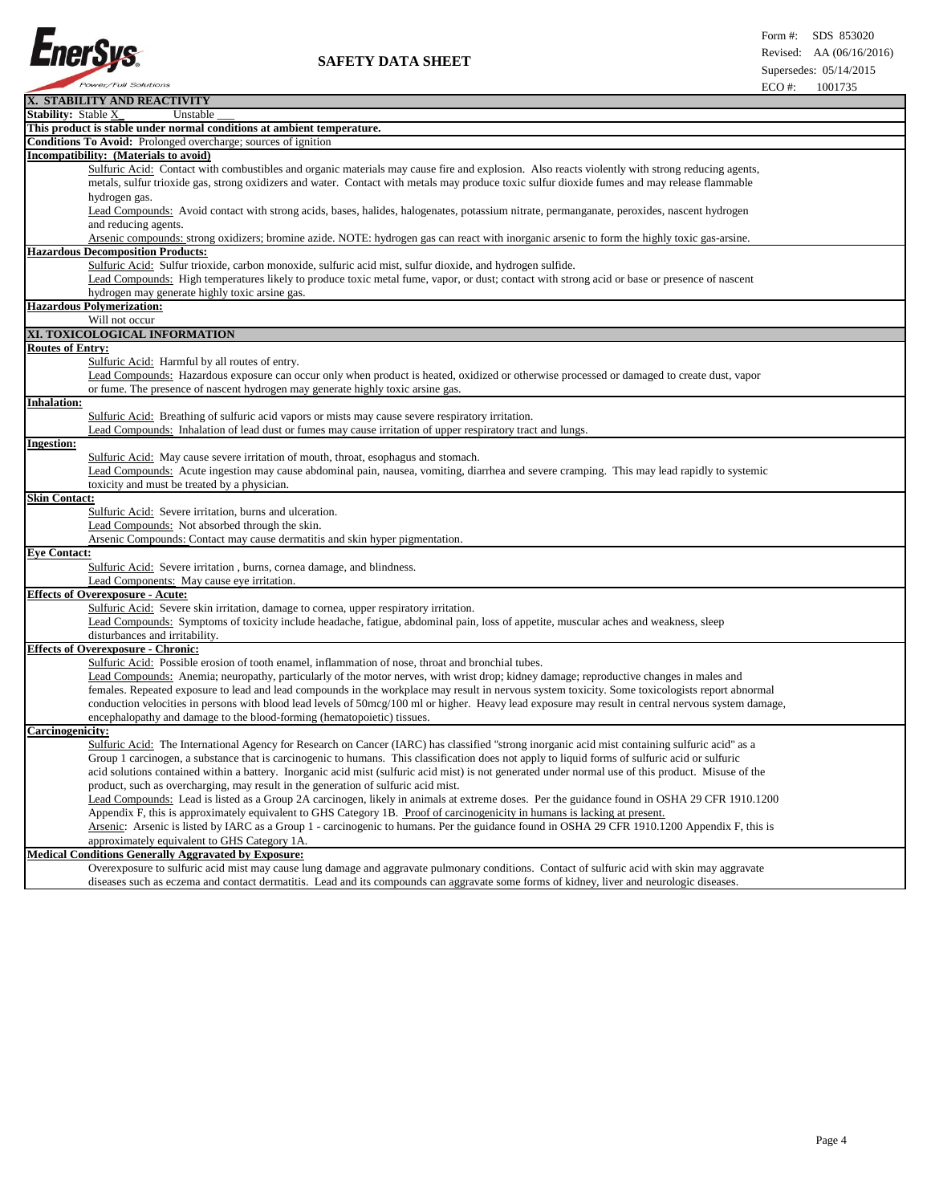## X. STABILITY AND REACTIVITY

**Stability:** Stable X_ Unstable ___

**This product is stable under normal conditions at ambient temperature.**

**Conditions To Avoid:** Prolonged overcharge; sources of ignition

**Incompatibility: (Materials to avoid)**

Sulfuric Acid: Contact with combustibles and organic materials may cause fire and explosion. Also reacts violently with strong reducing agents, metals, sulfur trioxide gas, strong oxidizers and water. Contact with metals may produce toxic sulfur dioxide fumes and may release flammable hydrogen gas.

Lead Compounds: Avoid contact with strong acids, bases, halides, halogenates, potassium nitrate, permanganate, peroxides, nascent hydrogen and reducing agents.

Arsenic compounds: strong oxidizers; bromine azide. NOTE: hydrogen gas can react with inorganic arsenic to form the highly toxic gas-arsine.

**Hazardous Decomposition Products:**

Sulfuric Acid: Sulfur trioxide, carbon monoxide, sulfuric acid mist, sulfur dioxide, and hydrogen sulfide.

Lead Compounds: High temperatures likely to produce toxic metal fume, vapor, or dust; contact with strong acid or base or presence of nascent hydrogen may generate highly toxic arsine gas.

**Hazardous Polymerization:**

Will not occur

## XI. TOXICOLOGICAL INFORMATION

**Routes of Entry:**

Sulfuric Acid: Harmful by all routes of entry.

Lead Compounds: Hazardous exposure can occur only when product is heated, oxidized or otherwise processed or damaged to create dust, vapor or fume. The presence of nascent hydrogen may generate highly toxic arsine gas.

**Inhalation:**

Sulfuric Acid: Breathing of sulfuric acid vapors or mists may cause severe respiratory irritation.

Lead Compounds: Inhalation of lead dust or fumes may cause irritation of upper respiratory tract and lungs.

**Ingestion:**

Sulfuric Acid: May cause severe irritation of mouth, throat, esophagus and stomach.

Lead Compounds: Acute ingestion may cause abdominal pain, nausea, vomiting, diarrhea and severe cramping. This may lead rapidly to systemic toxicity and must be treated by a physician.

**Skin Contact:**

Sulfuric Acid: Severe irritation, burns and ulceration.

Lead Compounds: Not absorbed through the skin.

Arsenic Compounds: Contact may cause dermatitis and skin hyper pigmentation.

**Eye Contact:**

Sulfuric Acid: Severe irritation , burns, cornea damage, and blindness.

Lead Components: May cause eye irritation.

**Effects of Overexposure - Acute:**

Sulfuric Acid: Severe skin irritation, damage to cornea, upper respiratory irritation.

Lead Compounds: Symptoms of toxicity include headache, fatigue, abdominal pain, loss of appetite, muscular aches and weakness, sleep disturbances and irritability.

**Effects of Overexposure - Chronic:**

Sulfuric Acid: Possible erosion of tooth enamel, inflammation of nose, throat and bronchial tubes.

Lead Compounds: Anemia; neuropathy, particularly of the motor nerves, with wrist drop; kidney damage; reproductive changes in males and females. Repeated exposure to lead and lead compounds in the workplace may result in nervous system toxicity. Some toxicologists report abnormal conduction velocities in persons with blood lead levels of 50mcg/100 ml or higher. Heavy lead exposure may result in central nervous system damage, encephalopathy and damage to the blood-forming (hematopoietic) tissues.

**Carcinogenicity:**

Sulfuric Acid: The International Agency for Research on Cancer (IARC) has classified "strong inorganic acid mist containing sulfuric acid" as a Group 1 carcinogen, a substance that is carcinogenic to humans. This classification does not apply to liquid forms of sulfuric acid or sulfuric acid solutions contained within a battery. Inorganic acid mist (sulfuric acid mist) is not generated under normal use of this product. Misuse of the product, such as overcharging, may result in the generation of sulfuric acid mist.

Lead Compounds: Lead is listed as a Group 2A carcinogen, likely in animals at extreme doses. Per the guidance found in OSHA 29 CFR 1910.1200 Appendix F, this is approximately equivalent to GHS Category 1B. Proof of carcinogenicity in humans is lacking at present.

Arsenic: Arsenic is listed by IARC as a Group 1 - carcinogenic to humans. Per the guidance found in OSHA 29 CFR 1910.1200 Appendix F, this is approximately equivalent to GHS Category 1A.

**Medical Conditions Generally Aggravated by Exposure:**

Overexposure to sulfuric acid mist may cause lung damage and aggravate pulmonary conditions. Contact of sulfuric acid with skin may aggravate diseases such as eczema and contact dermatitis. Lead and its compounds can aggravate some forms of kidney, liver and neurologic diseases.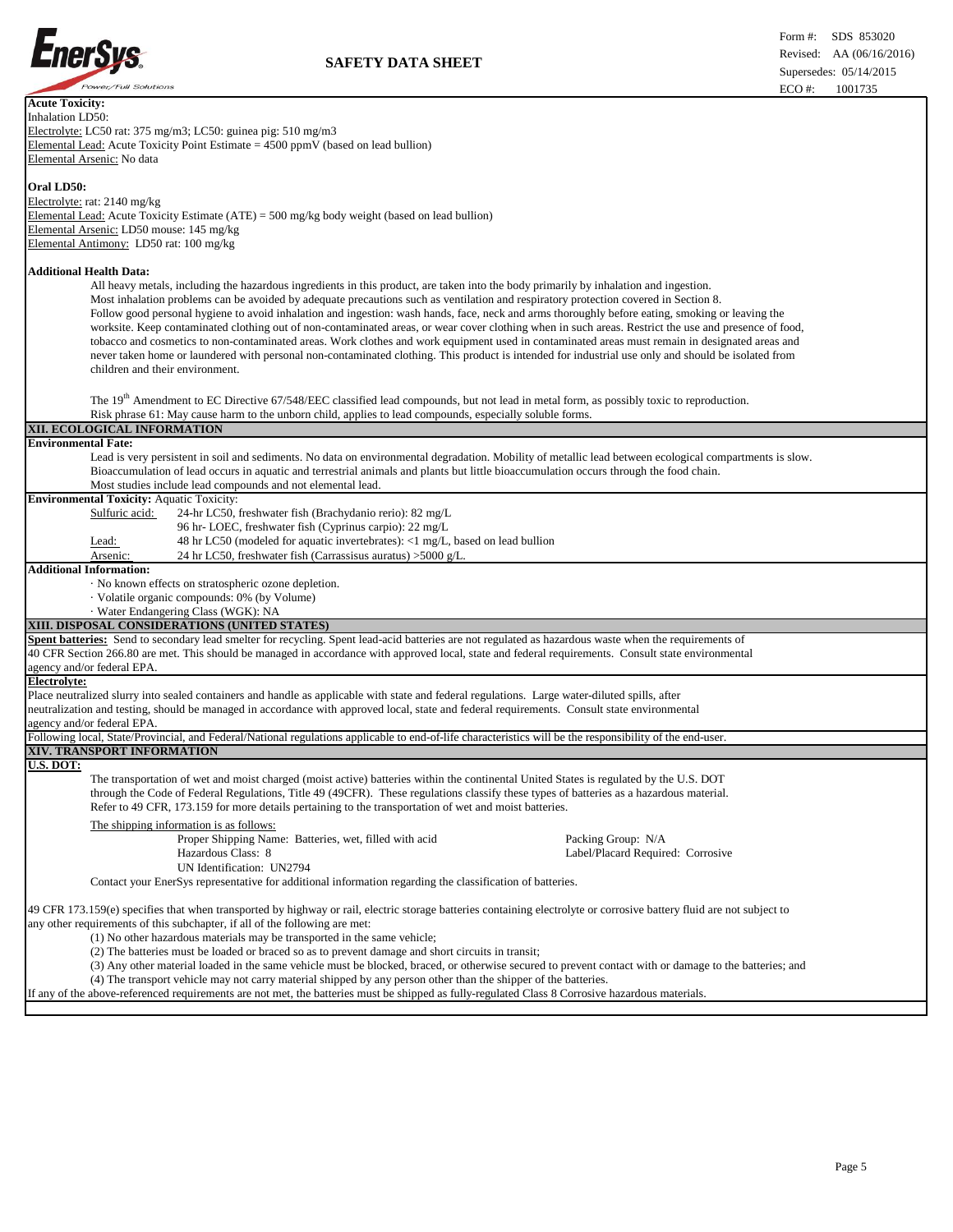**Acute Toxicity:**

Inhalation LD50:

Electrolyte: LC50 rat: 375 mg/m3; LC50: guinea pig: 510 mg/m3

Elemental Lead: Acute Toxicity Point Estimate = 4500 ppmV (based on lead bullion)

Elemental Arsenic: No data

**Oral LD50:**

Electrolyte: rat: 2140 mg/kg

Elemental Lead: Acute Toxicity Estimate (ATE) = 500 mg/kg body weight (based on lead bullion)

Elemental Arsenic: LD50 mouse: 145 mg/kg

Elemental Antimony: LD50 rat: 100 mg/kg

**Additional Health Data:**

All heavy metals, including the hazardous ingredients in this product, are taken into the body primarily by inhalation and ingestion. Most inhalation problems can be avoided by adequate precautions such as ventilation and respiratory protection covered in Section 8. Follow good personal hygiene to avoid inhalation and ingestion: wash hands, face, neck and arms thoroughly before eating, smoking or leaving the worksite. Keep contaminated clothing out of non-contaminated areas, or wear cover clothing when in such areas. Restrict the use and presence of food, tobacco and cosmetics to non-contaminated areas. Work clothes and work equipment used in contaminated areas must remain in designated areas and never taken home or laundered with personal non-contaminated clothing. This product is intended for industrial use only and should be isolated from children and their environment.

The 19th Amendment to EC Directive 67/548/EEC classified lead compounds, but not lead in metal form, as possibly toxic to reproduction. Risk phrase 61: May cause harm to the unborn child, applies to lead compounds, especially soluble forms.

## XII. ECOLOGICAL INFORMATION

**Environmental Fate:**

Lead is very persistent in soil and sediments. No data on environmental degradation. Mobility of metallic lead between ecological compartments is slow. Bioaccumulation of lead occurs in aquatic and terrestrial animals and plants but little bioaccumulation occurs through the food chain. Most studies include lead compounds and not elemental lead.

**Environmental Toxicity:** Aquatic Toxicity:

| | |
|---|---|
| Sulfuric acid: | 24-hr LC50, freshwater fish (Brachydanio rerio): 82 mg/L |
| | 96 hr- LOEC, freshwater fish (Cyprinus carpio): 22 mg/L |
| Lead: | 48 hr LC50 (modeled for aquatic invertebrates): <1 mg/L, based on lead bullion |
| Arsenic: | 24 hr LC50, freshwater fish (Carrassisus auratus) >5000 g/L. |

**Additional Information:**

· No known effects on stratospheric ozone depletion.
· Volatile organic compounds: 0% (by Volume)
· Water Endangering Class (WGK): NA

## XIII. DISPOSAL CONSIDERATIONS (UNITED STATES)

**Spent batteries:** Send to secondary lead smelter for recycling. Spent lead-acid batteries are not regulated as hazardous waste when the requirements of 40 CFR Section 266.80 are met. This should be managed in accordance with approved local, state and federal requirements. Consult state environmental agency and/or federal EPA.

**Electrolyte:**

Place neutralized slurry into sealed containers and handle as applicable with state and federal regulations. Large water-diluted spills, after neutralization and testing, should be managed in accordance with approved local, state and federal requirements. Consult state environmental agency and/or federal EPA.

Following local, State/Provincial, and Federal/National regulations applicable to end-of-life characteristics will be the responsibility of the end-user.

## XIV. TRANSPORT INFORMATION

**U.S. DOT:**

The transportation of wet and moist charged (moist active) batteries within the continental United States is regulated by the U.S. DOT through the Code of Federal Regulations, Title 49 (49CFR). These regulations classify these types of batteries as a hazardous material. Refer to 49 CFR, 173.159 for more details pertaining to the transportation of wet and moist batteries.

The shipping information is as follows:

Proper Shipping Name: Batteries, wet, filled with acid
Hazardous Class: 8
UN Identification: UN2794
Packing Group: N/A
Label/Placard Required: Corrosive

Contact your EnerSys representative for additional information regarding the classification of batteries.

49 CFR 173.159(e) specifies that when transported by highway or rail, electric storage batteries containing electrolyte or corrosive battery fluid are not subject to any other requirements of this subchapter, if all of the following are met:

(1) No other hazardous materials may be transported in the same vehicle;
(2) The batteries must be loaded or braced so as to prevent damage and short circuits in transit;
(3) Any other material loaded in the same vehicle must be blocked, braced, or otherwise secured to prevent contact with or damage to the batteries; and
(4) The transport vehicle may not carry material shipped by any person other than the shipper of the batteries.

If any of the above-referenced requirements are not met, the batteries must be shipped as fully-regulated Class 8 Corrosive hazardous materials.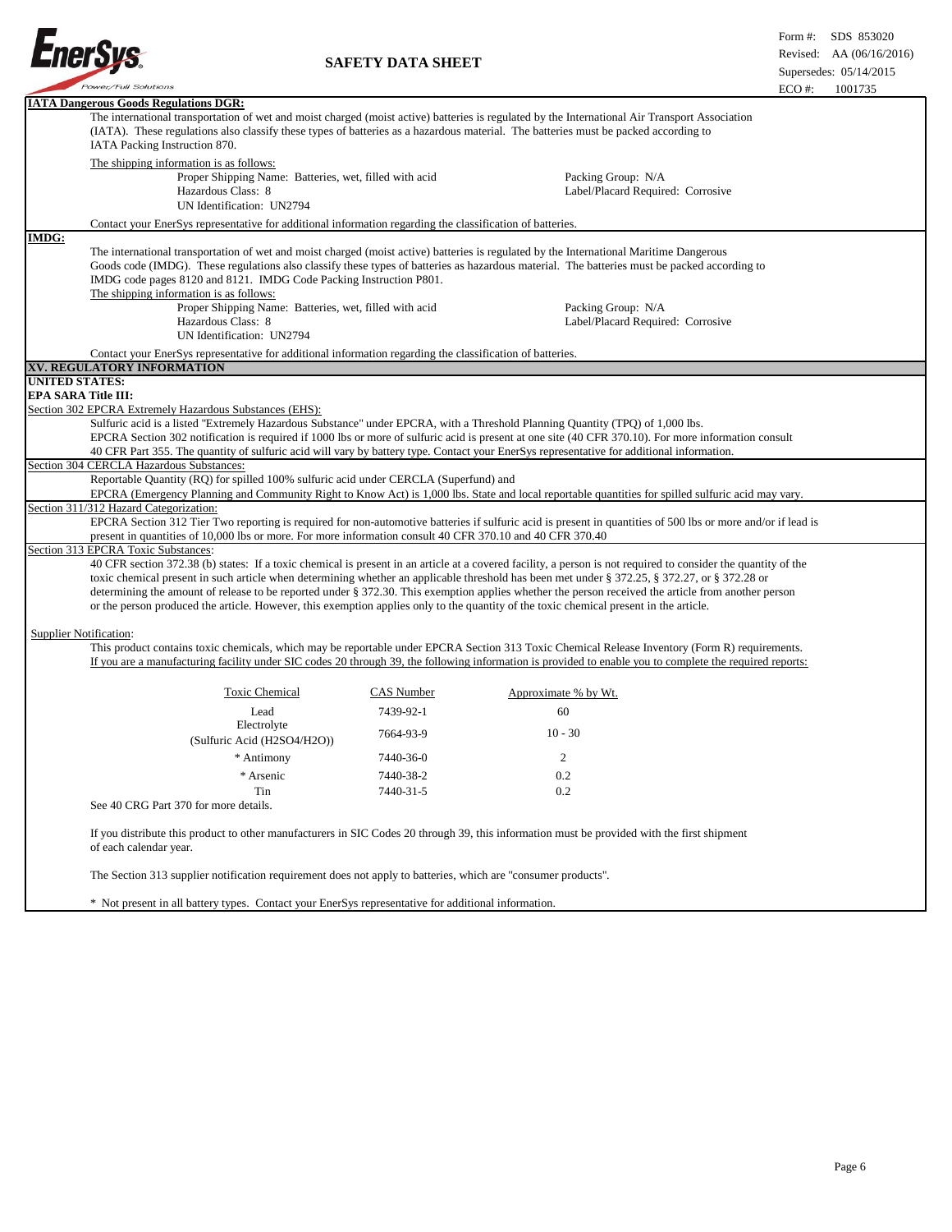**IATA Dangerous Goods Regulations DGR:**

The international transportation of wet and moist charged (moist active) batteries is regulated by the International Air Transport Association (IATA). These regulations also classify these types of batteries as a hazardous material. The batteries must be packed according to IATA Packing Instruction 870.

The shipping information is as follows:

Proper Shipping Name: Batteries, wet, filled with acid
Hazardous Class: 8
UN Identification: UN2794

Packing Group: N/A
Label/Placard Required: Corrosive

Contact your EnerSys representative for additional information regarding the classification of batteries.

**IMDG:**

The international transportation of wet and moist charged (moist active) batteries is regulated by the International Maritime Dangerous Goods code (IMDG). These regulations also classify these types of batteries as hazardous material. The batteries must be packed according to IMDG code pages 8120 and 8121. IMDG Code Packing Instruction P801.

The shipping information is as follows:

Proper Shipping Name: Batteries, wet, filled with acid
Hazardous Class: 8
UN Identification: UN2794

Packing Group: N/A
Label/Placard Required: Corrosive

Contact your EnerSys representative for additional information regarding the classification of batteries.

## XV. REGULATORY INFORMATION

**UNITED STATES:**

**EPA SARA Title III:**

Section 302 EPCRA Extremely Hazardous Substances (EHS):

Sulfuric acid is a listed "Extremely Hazardous Substance" under EPCRA, with a Threshold Planning Quantity (TPQ) of 1,000 lbs. EPCRA Section 302 notification is required if 1000 lbs or more of sulfuric acid is present at one site (40 CFR 370.10). For more information consult 40 CFR Part 355. The quantity of sulfuric acid will vary by battery type. Contact your EnerSys representative for additional information.

Section 304 CERCLA Hazardous Substances:

Reportable Quantity (RQ) for spilled 100% sulfuric acid under CERCLA (Superfund) and EPCRA (Emergency Planning and Community Right to Know Act) is 1,000 lbs. State and local reportable quantities for spilled sulfuric acid may vary.

Section 311/312 Hazard Categorization:

EPCRA Section 312 Tier Two reporting is required for non-automotive batteries if sulfuric acid is present in quantities of 500 lbs or more and/or if lead is present in quantities of 10,000 lbs or more. For more information consult 40 CFR 370.10 and 40 CFR 370.40

Section 313 EPCRA Toxic Substances:

40 CFR section 372.38 (b) states: If a toxic chemical is present in an article at a covered facility, a person is not required to consider the quantity of the toxic chemical present in such article when determining whether an applicable threshold has been met under § 372.25, § 372.27, or § 372.28 or determining the amount of release to be reported under § 372.30. This exemption applies whether the person received the article from another person or the person produced the article. However, this exemption applies only to the quantity of the toxic chemical present in the article.

Supplier Notification:

This product contains toxic chemicals, which may be reportable under EPCRA Section 313 Toxic Chemical Release Inventory (Form R) requirements. If you are a manufacturing facility under SIC codes 20 through 39, the following information is provided to enable you to complete the required reports:

| Toxic Chemical | CAS Number | Approximate % by Wt. |
|---|---|---|
| Lead | 7439-92-1 | 60 |
| Electrolyte (Sulfuric Acid ($H_2SO_4/H_2O$)) | 7664-93-9 | 10 - 30 |
| * Antimony | 7440-36-0 | 2 |
| * Arsenic | 7440-38-2 | 0.2 |
| Tin | 7440-31-5 | 0.2 |

See 40 CRG Part 370 for more details.

If you distribute this product to other manufacturers in SIC Codes 20 through 39, this information must be provided with the first shipment of each calendar year.

The Section 313 supplier notification requirement does not apply to batteries, which are "consumer products".

* Not present in all battery types. Contact your EnerSys representative for additional information.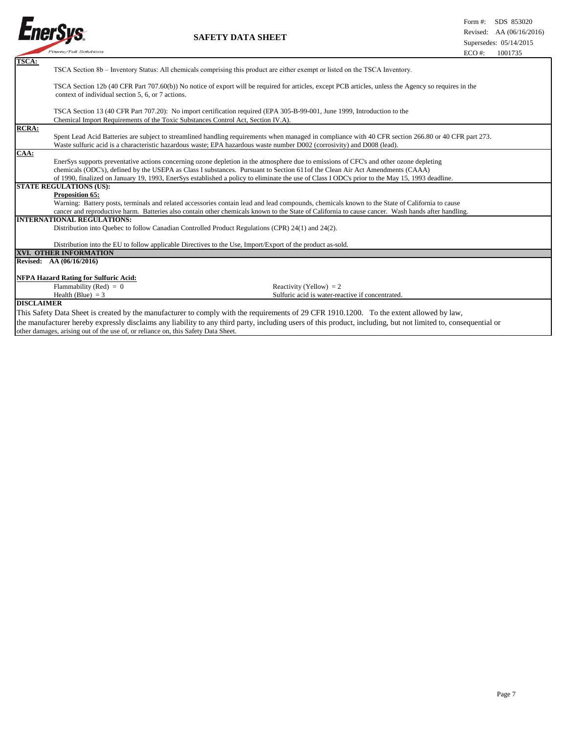**TSCA:**

TSCA Section 8b – Inventory Status: All chemicals comprising this product are either exempt or listed on the TSCA Inventory.

TSCA Section 12b (40 CFR Part 707.60(b)) No notice of export will be required for articles, except PCB articles, unless the Agency so requires in the context of individual section 5, 6, or 7 actions.

TSCA Section 13 (40 CFR Part 707.20): No import certification required (EPA 305-B-99-001, June 1999, Introduction to the Chemical Import Requirements of the Toxic Substances Control Act, Section IV.A).

**RCRA:**

Spent Lead Acid Batteries are subject to streamlined handling requirements when managed in compliance with 40 CFR section 266.80 or 40 CFR part 273. Waste sulfuric acid is a characteristic hazardous waste; EPA hazardous waste number D002 (corrosivity) and D008 (lead).

**CAA:**

EnerSys supports preventative actions concerning ozone depletion in the atmosphere due to emissions of CFC's and other ozone depleting chemicals (ODC's), defined by the USEPA as Class I substances. Pursuant to Section 611of the Clean Air Act Amendments (CAAA) of 1990, finalized on January 19, 1993, EnerSys established a policy to eliminate the use of Class I ODC's prior to the May 15, 1993 deadline.

**STATE REGULATIONS (US):**

**Proposition 65:**

Warning: Battery posts, terminals and related accessories contain lead and lead compounds, chemicals known to the State of California to cause cancer and reproductive harm. Batteries also contain other chemicals known to the State of California to cause cancer. Wash hands after handling.

**INTERNATIONAL REGULATIONS:**

Distribution into Quebec to follow Canadian Controlled Product Regulations (CPR) 24(1) and 24(2).

Distribution into the EU to follow applicable Directives to the Use, Import/Export of the product as-sold.

## XVI. OTHER INFORMATION

**Revised: AA (06/16/2016)**

**NFPA Hazard Rating for Sulfuric Acid:**

| | |
|---|---|
| Flammability (Red) = 0 | Reactivity (Yellow) = 2 |
| Health (Blue) = 3 | Sulfuric acid is water-reactive if concentrated. |

**DISCLAIMER**

This Safety Data Sheet is created by the manufacturer to comply with the requirements of 29 CFR 1910.1200. To the extent allowed by law, the manufacturer hereby expressly disclaims any liability to any third party, including users of this product, including, but not limited to, consequential or other damages, arising out of the use of, or reliance on, this Safety Data Sheet.